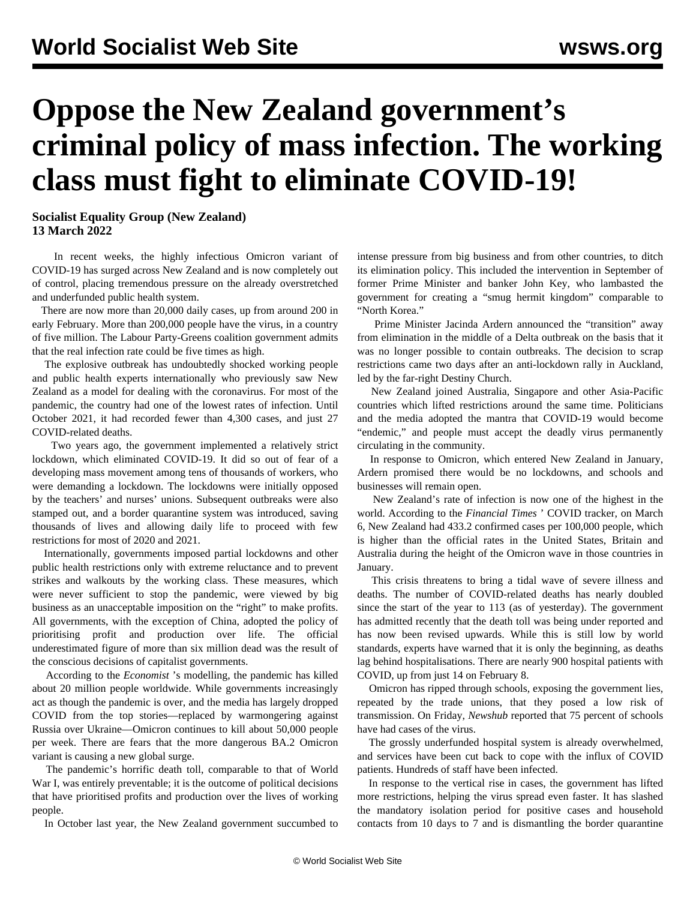// The site name at the top is a running page header, so I'm leaving it out.

# Oppose the New Zealand government's criminal policy of mass infection. The working class must fight to eliminate COVID-19!

**Socialist Equality Group (New Zealand)**
**13 March 2022**

In recent weeks, the highly infectious Omicron variant of COVID-19 has surged across New Zealand and is now completely out of control, placing tremendous pressure on the already overstretched and underfunded public health system.

There are now more than 20,000 daily cases, up from around 200 in early February. More than 200,000 people have the virus, in a country of five million. The Labour Party-Greens coalition government admits that the real infection rate could be five times as high.

The explosive outbreak has undoubtedly shocked working people and public health experts internationally who previously saw New Zealand as a model for dealing with the coronavirus. For most of the pandemic, the country had one of the lowest rates of infection. Until October 2021, it had recorded fewer than 4,300 cases, and just 27 COVID-related deaths.

Two years ago, the government implemented a relatively strict lockdown, which eliminated COVID-19. It did so out of fear of a developing mass movement among tens of thousands of workers, who were demanding a lockdown. The lockdowns were initially opposed by the teachers' and nurses' unions. Subsequent outbreaks were also stamped out, and a border quarantine system was introduced, saving thousands of lives and allowing daily life to proceed with few restrictions for most of 2020 and 2021.

Internationally, governments imposed partial lockdowns and other public health restrictions only with extreme reluctance and to prevent strikes and walkouts by the working class. These measures, which were never sufficient to stop the pandemic, were viewed by big business as an unacceptable imposition on the "right" to make profits. All governments, with the exception of China, adopted the policy of prioritising profit and production over life. The official underestimated figure of more than six million dead was the result of the conscious decisions of capitalist governments.

According to the *Economist* 's modelling, the pandemic has killed about 20 million people worldwide. While governments increasingly act as though the pandemic is over, and the media has largely dropped COVID from the top stories—replaced by warmongering against Russia over Ukraine—Omicron continues to kill about 50,000 people per week. There are fears that the more dangerous BA.2 Omicron variant is causing a new global surge.

The pandemic's horrific death toll, comparable to that of World War I, was entirely preventable; it is the outcome of political decisions that have prioritised profits and production over the lives of working people.

In October last year, the New Zealand government succumbed to intense pressure from big business and from other countries, to ditch its elimination policy. This included the intervention in September of former Prime Minister and banker John Key, who lambasted the government for creating a "smug hermit kingdom" comparable to "North Korea."

Prime Minister Jacinda Ardern announced the "transition" away from elimination in the middle of a Delta outbreak on the basis that it was no longer possible to contain outbreaks. The decision to scrap restrictions came two days after an anti-lockdown rally in Auckland, led by the far-right Destiny Church.

New Zealand joined Australia, Singapore and other Asia-Pacific countries which lifted restrictions around the same time. Politicians and the media adopted the mantra that COVID-19 would become "endemic," and people must accept the deadly virus permanently circulating in the community.

In response to Omicron, which entered New Zealand in January, Ardern promised there would be no lockdowns, and schools and businesses will remain open.

New Zealand's rate of infection is now one of the highest in the world. According to the *Financial Times* ' COVID tracker, on March 6, New Zealand had 433.2 confirmed cases per 100,000 people, which is higher than the official rates in the United States, Britain and Australia during the height of the Omicron wave in those countries in January.

This crisis threatens to bring a tidal wave of severe illness and deaths. The number of COVID-related deaths has nearly doubled since the start of the year to 113 (as of yesterday). The government has admitted recently that the death toll was being under reported and has now been revised upwards. While this is still low by world standards, experts have warned that it is only the beginning, as deaths lag behind hospitalisations. There are nearly 900 hospital patients with COVID, up from just 14 on February 8.

Omicron has ripped through schools, exposing the government lies, repeated by the trade unions, that they posed a low risk of transmission. On Friday, *Newshub* reported that 75 percent of schools have had cases of the virus.

The grossly underfunded hospital system is already overwhelmed, and services have been cut back to cope with the influx of COVID patients. Hundreds of staff have been infected.

In response to the vertical rise in cases, the government has lifted more restrictions, helping the virus spread even faster. It has slashed the mandatory isolation period for positive cases and household contacts from 10 days to 7 and is dismantling the border quarantine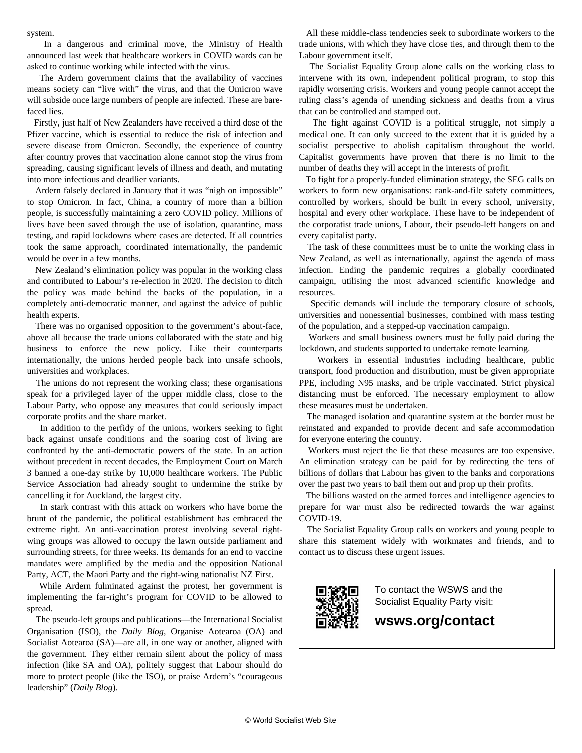system.

In a dangerous and criminal move, the Ministry of Health announced last week that healthcare workers in COVID wards can be asked to continue working while infected with the virus.

The Ardern government claims that the availability of vaccines means society can "live with" the virus, and that the Omicron wave will subside once large numbers of people are infected. These are bare-faced lies.

Firstly, just half of New Zealanders have received a third dose of the Pfizer vaccine, which is essential to reduce the risk of infection and severe disease from Omicron. Secondly, the experience of country after country proves that vaccination alone cannot stop the virus from spreading, causing significant levels of illness and death, and mutating into more infectious and deadlier variants.

Ardern falsely declared in January that it was "nigh on impossible" to stop Omicron. In fact, China, a country of more than a billion people, is successfully maintaining a zero COVID policy. Millions of lives have been saved through the use of isolation, quarantine, mass testing, and rapid lockdowns where cases are detected. If all countries took the same approach, coordinated internationally, the pandemic would be over in a few months.

New Zealand's elimination policy was popular in the working class and contributed to Labour's re-election in 2020. The decision to ditch the policy was made behind the backs of the population, in a completely anti-democratic manner, and against the advice of public health experts.

There was no organised opposition to the government's about-face, above all because the trade unions collaborated with the state and big business to enforce the new policy. Like their counterparts internationally, the unions herded people back into unsafe schools, universities and workplaces.

The unions do not represent the working class; these organisations speak for a privileged layer of the upper middle class, close to the Labour Party, who oppose any measures that could seriously impact corporate profits and the share market.

In addition to the perfidy of the unions, workers seeking to fight back against unsafe conditions and the soaring cost of living are confronted by the anti-democratic powers of the state. In an action without precedent in recent decades, the Employment Court on March 3 banned a one-day strike by 10,000 healthcare workers. The Public Service Association had already sought to undermine the strike by cancelling it for Auckland, the largest city.

In stark contrast with this attack on workers who have borne the brunt of the pandemic, the political establishment has embraced the extreme right. An anti-vaccination protest involving several right-wing groups was allowed to occupy the lawn outside parliament and surrounding streets, for three weeks. Its demands for an end to vaccine mandates were amplified by the media and the opposition National Party, ACT, the Maori Party and the right-wing nationalist NZ First.

While Ardern fulminated against the protest, her government is implementing the far-right's program for COVID to be allowed to spread.

The pseudo-left groups and publications—the International Socialist Organisation (ISO), the *Daily Blog*, Organise Aotearoa (OA) and Socialist Aotearoa (SA)—are all, in one way or another, aligned with the government. They either remain silent about the policy of mass infection (like SA and OA), politely suggest that Labour should do more to protect people (like the ISO), or praise Ardern's "courageous leadership" (*Daily Blog*).

All these middle-class tendencies seek to subordinate workers to the trade unions, with which they have close ties, and through them to the Labour government itself.

The Socialist Equality Group alone calls on the working class to intervene with its own, independent political program, to stop this rapidly worsening crisis. Workers and young people cannot accept the ruling class's agenda of unending sickness and deaths from a virus that can be controlled and stamped out.

The fight against COVID is a political struggle, not simply a medical one. It can only succeed to the extent that it is guided by a socialist perspective to abolish capitalism throughout the world. Capitalist governments have proven that there is no limit to the number of deaths they will accept in the interests of profit.

To fight for a properly-funded elimination strategy, the SEG calls on workers to form new organisations: rank-and-file safety committees, controlled by workers, should be built in every school, university, hospital and every other workplace. These have to be independent of the corporatist trade unions, Labour, their pseudo-left hangers on and every capitalist party.

The task of these committees must be to unite the working class in New Zealand, as well as internationally, against the agenda of mass infection. Ending the pandemic requires a globally coordinated campaign, utilising the most advanced scientific knowledge and resources.

Specific demands will include the temporary closure of schools, universities and nonessential businesses, combined with mass testing of the population, and a stepped-up vaccination campaign.

Workers and small business owners must be fully paid during the lockdown, and students supported to undertake remote learning.

Workers in essential industries including healthcare, public transport, food production and distribution, must be given appropriate PPE, including N95 masks, and be triple vaccinated. Strict physical distancing must be enforced. The necessary employment to allow these measures must be undertaken.

The managed isolation and quarantine system at the border must be reinstated and expanded to provide decent and safe accommodation for everyone entering the country.

Workers must reject the lie that these measures are too expensive. An elimination strategy can be paid for by redirecting the tens of billions of dollars that Labour has given to the banks and corporations over the past two years to bail them out and prop up their profits.

The billions wasted on the armed forces and intelligence agencies to prepare for war must also be redirected towards the war against COVID-19.

The Socialist Equality Group calls on workers and young people to share this statement widely with workmates and friends, and to contact us to discuss these urgent issues.

To contact the WSWS and the Socialist Equality Party visit:

**wsws.org/contact**